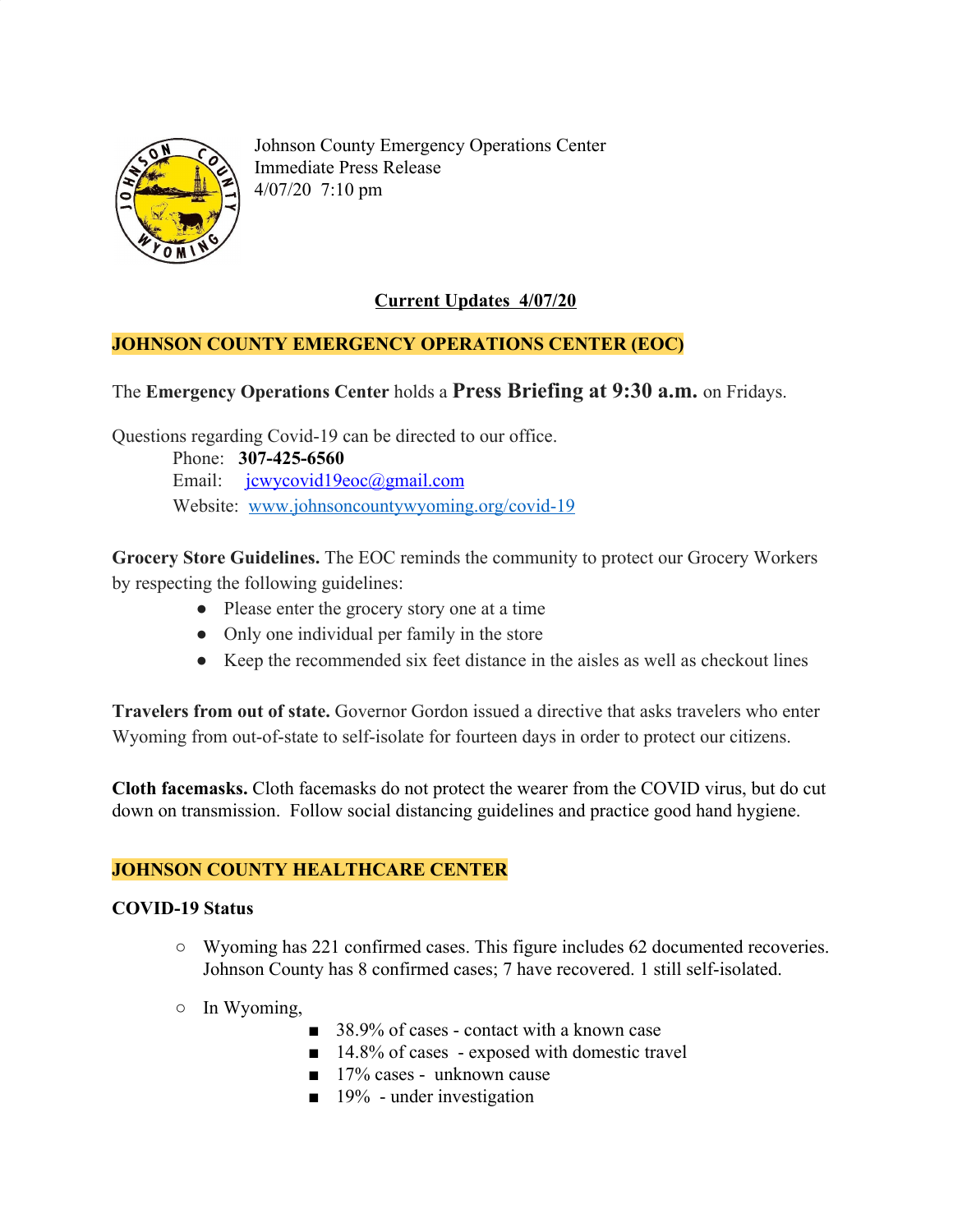Johnson County Emergency Operations Center
Immediate Press Release
4/07/20 7:10 pm

## Current Updates 4/07/20

## JOHNSON COUNTY EMERGENCY OPERATIONS CENTER (EOC)

The **Emergency Operations Center** holds a **Press Briefing at 9:30 a.m.** on Fridays.

Questions regarding Covid-19 can be directed to our office.

Phone: **307-425-6560**
Email: jcwycovid19eoc@gmail.com
Website: www.johnsoncountywyoming.org/covid-19

**Grocery Store Guidelines.** The EOC reminds the community to protect our Grocery Workers by respecting the following guidelines:

- Please enter the grocery story one at a time
- Only one individual per family in the store
- Keep the recommended six feet distance in the aisles as well as checkout lines

**Travelers from out of state.** Governor Gordon issued a directive that asks travelers who enter Wyoming from out-of-state to self-isolate for fourteen days in order to protect our citizens.

**Cloth facemasks.** Cloth facemasks do not protect the wearer from the COVID virus, but do cut down on transmission. Follow social distancing guidelines and practice good hand hygiene.

## JOHNSON COUNTY HEALTHCARE CENTER

**COVID-19 Status**

- Wyoming has 221 confirmed cases. This figure includes 62 documented recoveries. Johnson County has 8 confirmed cases; 7 have recovered. 1 still self-isolated.
- In Wyoming,
  - 38.9% of cases - contact with a known case
  - 14.8% of cases - exposed with domestic travel
  - 17% cases - unknown cause
  - 19% - under investigation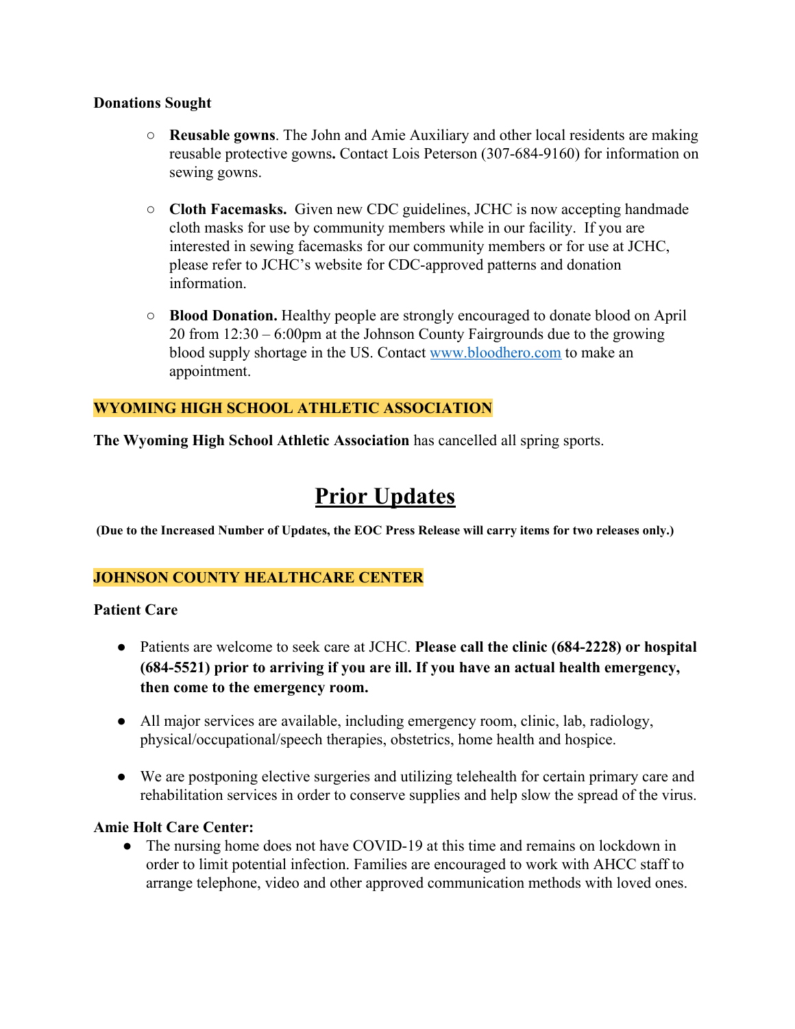**Donations Sought**

- **Reusable gowns**. The John and Amie Auxiliary and other local residents are making reusable protective gowns**.** Contact Lois Peterson (307-684-9160) for information on sewing gowns.

- **Cloth Facemasks.** Given new CDC guidelines, JCHC is now accepting handmade cloth masks for use by community members while in our facility. If you are interested in sewing facemasks for our community members or for use at JCHC, please refer to JCHC's website for CDC-approved patterns and donation information.

- **Blood Donation.** Healthy people are strongly encouraged to donate blood on April 20 from 12:30 – 6:00pm at the Johnson County Fairgrounds due to the growing blood supply shortage in the US. Contact [www.bloodhero.com](http://www.bloodhero.com) to make an appointment.

## WYOMING HIGH SCHOOL ATHLETIC ASSOCIATION

**The Wyoming High School Athletic Association** has cancelled all spring sports.

# Prior Updates

**(Due to the Increased Number of Updates, the EOC Press Release will carry items for two releases only.)**

## JOHNSON COUNTY HEALTHCARE CENTER

**Patient Care**

- Patients are welcome to seek care at JCHC. **Please call the clinic (684-2228) or hospital (684-5521) prior to arriving if you are ill. If you have an actual health emergency, then come to the emergency room.**

- All major services are available, including emergency room, clinic, lab, radiology, physical/occupational/speech therapies, obstetrics, home health and hospice.

- We are postponing elective surgeries and utilizing telehealth for certain primary care and rehabilitation services in order to conserve supplies and help slow the spread of the virus.

**Amie Holt Care Center:**

- The nursing home does not have COVID-19 at this time and remains on lockdown in order to limit potential infection. Families are encouraged to work with AHCC staff to arrange telephone, video and other approved communication methods with loved ones.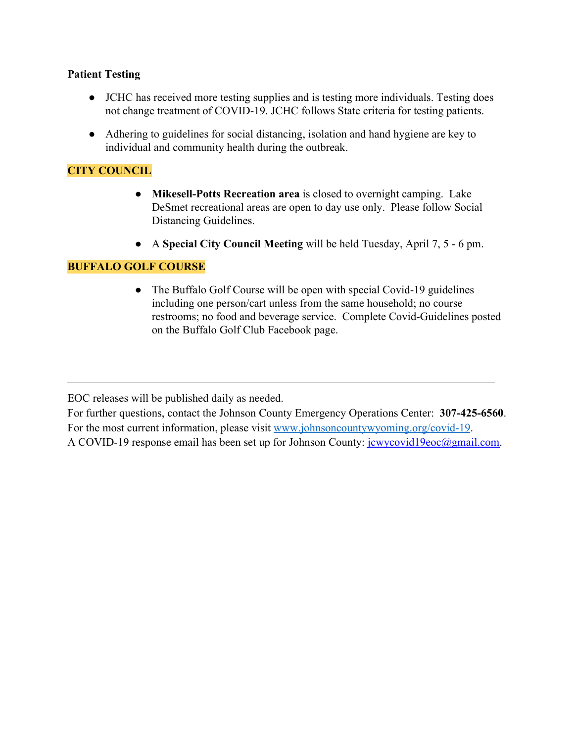**Patient Testing**

- JCHC has received more testing supplies and is testing more individuals. Testing does not change treatment of COVID-19. JCHC follows State criteria for testing patients.
- Adhering to guidelines for social distancing, isolation and hand hygiene are key to individual and community health during the outbreak.

## CITY COUNCIL

- **Mikesell-Potts Recreation area** is closed to overnight camping. Lake DeSmet recreational areas are open to day use only. Please follow Social Distancing Guidelines.
- A **Special City Council Meeting** will be held Tuesday, April 7, 5 - 6 pm.

## BUFFALO GOLF COURSE

- The Buffalo Golf Course will be open with special Covid-19 guidelines including one person/cart unless from the same household; no course restrooms; no food and beverage service. Complete Covid-Guidelines posted on the Buffalo Golf Club Facebook page.

---

EOC releases will be published daily as needed.
For further questions, contact the Johnson County Emergency Operations Center: **307-425-6560**.
For the most current information, please visit www.johnsoncountywyoming.org/covid-19.
A COVID-19 response email has been set up for Johnson County: jcwycovid19eoc@gmail.com.